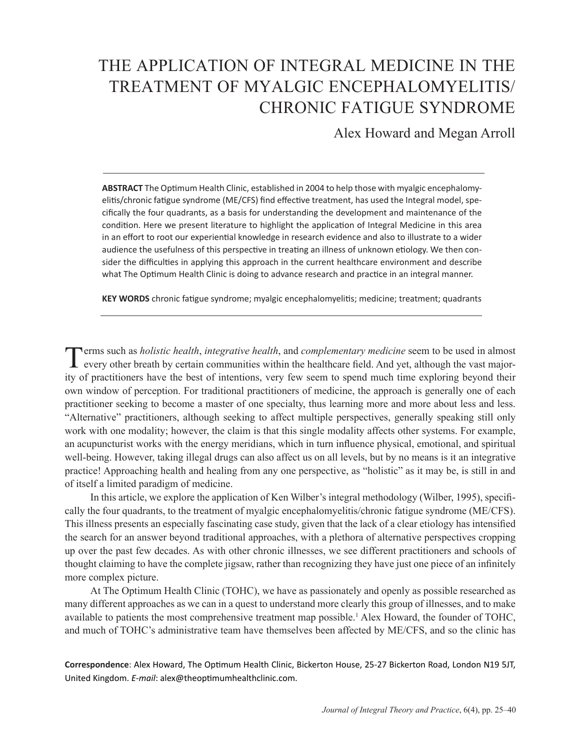# THE APPLICATION OF INTEGRAL MEDICINE IN THE TREATMENT OF MYALGIC ENCEPHALOMYELITIS/ CHRONIC FATIGUE SYNDROME

Alex Howard and Megan Arroll

---

**ABSTRACT** The Optimum Health Clinic, established in 2004 to help those with myalgic encephalomyelitis/chronic fatigue syndrome (ME/CFS) find effective treatment, has used the Integral model, specifically the four quadrants, as a basis for understanding the development and maintenance of the condition. Here we present literature to highlight the application of Integral Medicine in this area in an effort to root our experiential knowledge in research evidence and also to illustrate to a wider audience the usefulness of this perspective in treating an illness of unknown etiology. We then consider the difficulties in applying this approach in the current healthcare environment and describe what The Optimum Health Clinic is doing to advance research and practice in an integral manner.

**KEY WORDS** chronic fatigue syndrome; myalgic encephalomyelitis; medicine; treatment; quadrants

---

Terms such as *holistic health*, *integrative health*, and *complementary medicine* seem to be used in almost every other breath by certain communities within the healthcare field. And yet, although the vast majority of practitioners have the best of intentions, very few seem to spend much time exploring beyond their own window of perception. For traditional practitioners of medicine, the approach is generally one of each practitioner seeking to become a master of one specialty, thus learning more and more about less and less. "Alternative" practitioners, although seeking to affect multiple perspectives, generally speaking still only work with one modality; however, the claim is that this single modality affects other systems. For example, an acupuncturist works with the energy meridians, which in turn influence physical, emotional, and spiritual well-being. However, taking illegal drugs can also affect us on all levels, but by no means is it an integrative practice! Approaching health and healing from any one perspective, as "holistic" as it may be, is still in and of itself a limited paradigm of medicine.

In this article, we explore the application of Ken Wilber's integral methodology (Wilber, 1995), specifically the four quadrants, to the treatment of myalgic encephalomyelitis/chronic fatigue syndrome (ME/CFS). This illness presents an especially fascinating case study, given that the lack of a clear etiology has intensified the search for an answer beyond traditional approaches, with a plethora of alternative perspectives cropping up over the past few decades. As with other chronic illnesses, we see different practitioners and schools of thought claiming to have the complete jigsaw, rather than recognizing they have just one piece of an infinitely more complex picture.

At The Optimum Health Clinic (TOHC), we have as passionately and openly as possible researched as many different approaches as we can in a quest to understand more clearly this group of illnesses, and to make available to patients the most comprehensive treatment map possible.[1] Alex Howard, the founder of TOHC, and much of TOHC's administrative team have themselves been affected by ME/CFS, and so the clinic has

**Correspondence**: Alex Howard, The Optimum Health Clinic, Bickerton House, 25-27 Bickerton Road, London N19 5JT, United Kingdom. *E-mail*: alex@theoptimumhealthclinic.com.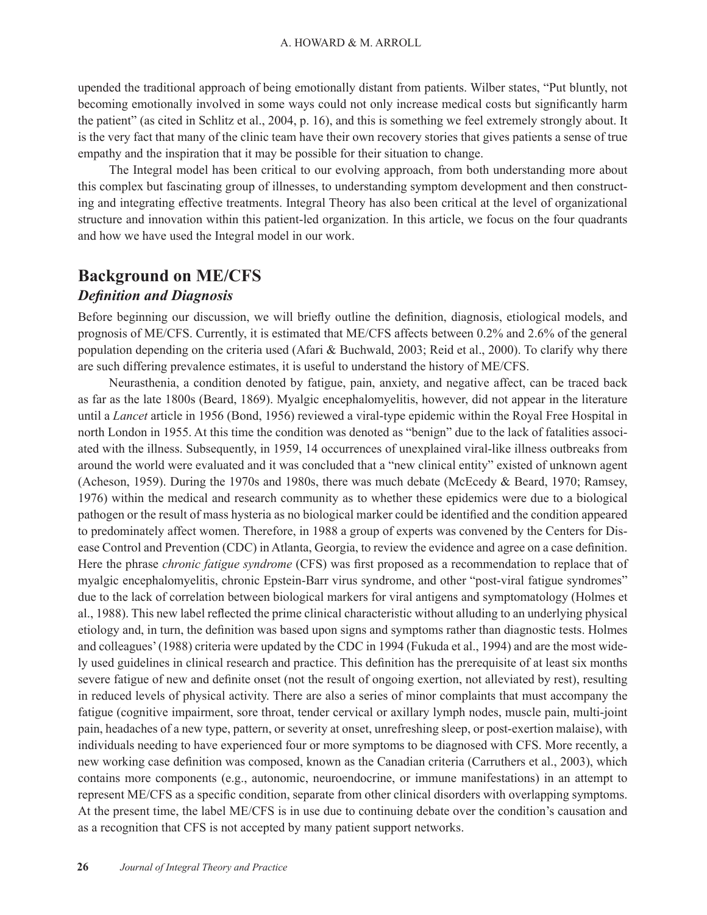upended the traditional approach of being emotionally distant from patients. Wilber states, "Put bluntly, not becoming emotionally involved in some ways could not only increase medical costs but significantly harm the patient" (as cited in Schlitz et al., 2004, p. 16), and this is something we feel extremely strongly about. It is the very fact that many of the clinic team have their own recovery stories that gives patients a sense of true empathy and the inspiration that it may be possible for their situation to change.

The Integral model has been critical to our evolving approach, from both understanding more about this complex but fascinating group of illnesses, to understanding symptom development and then constructing and integrating effective treatments. Integral Theory has also been critical at the level of organizational structure and innovation within this patient-led organization. In this article, we focus on the four quadrants and how we have used the Integral model in our work.

## Background on ME/CFS

### *Definition and Diagnosis*

Before beginning our discussion, we will briefly outline the definition, diagnosis, etiological models, and prognosis of ME/CFS. Currently, it is estimated that ME/CFS affects between 0.2% and 2.6% of the general population depending on the criteria used (Afari & Buchwald, 2003; Reid et al., 2000). To clarify why there are such differing prevalence estimates, it is useful to understand the history of ME/CFS.

Neurasthenia, a condition denoted by fatigue, pain, anxiety, and negative affect, can be traced back as far as the late 1800s (Beard, 1869). Myalgic encephalomyelitis, however, did not appear in the literature until a *Lancet* article in 1956 (Bond, 1956) reviewed a viral-type epidemic within the Royal Free Hospital in north London in 1955. At this time the condition was denoted as "benign" due to the lack of fatalities associated with the illness. Subsequently, in 1959, 14 occurrences of unexplained viral-like illness outbreaks from around the world were evaluated and it was concluded that a "new clinical entity" existed of unknown agent (Acheson, 1959). During the 1970s and 1980s, there was much debate (McEcedy & Beard, 1970; Ramsey, 1976) within the medical and research community as to whether these epidemics were due to a biological pathogen or the result of mass hysteria as no biological marker could be identified and the condition appeared to predominately affect women. Therefore, in 1988 a group of experts was convened by the Centers for Disease Control and Prevention (CDC) in Atlanta, Georgia, to review the evidence and agree on a case definition. Here the phrase *chronic fatigue syndrome* (CFS) was first proposed as a recommendation to replace that of myalgic encephalomyelitis, chronic Epstein-Barr virus syndrome, and other "post-viral fatigue syndromes" due to the lack of correlation between biological markers for viral antigens and symptomatology (Holmes et al., 1988). This new label reflected the prime clinical characteristic without alluding to an underlying physical etiology and, in turn, the definition was based upon signs and symptoms rather than diagnostic tests. Holmes and colleagues' (1988) criteria were updated by the CDC in 1994 (Fukuda et al., 1994) and are the most widely used guidelines in clinical research and practice. This definition has the prerequisite of at least six months severe fatigue of new and definite onset (not the result of ongoing exertion, not alleviated by rest), resulting in reduced levels of physical activity. There are also a series of minor complaints that must accompany the fatigue (cognitive impairment, sore throat, tender cervical or axillary lymph nodes, muscle pain, multi-joint pain, headaches of a new type, pattern, or severity at onset, unrefreshing sleep, or post-exertion malaise), with individuals needing to have experienced four or more symptoms to be diagnosed with CFS. More recently, a new working case definition was composed, known as the Canadian criteria (Carruthers et al., 2003), which contains more components (e.g., autonomic, neuroendocrine, or immune manifestations) in an attempt to represent ME/CFS as a specific condition, separate from other clinical disorders with overlapping symptoms. At the present time, the label ME/CFS is in use due to continuing debate over the condition's causation and as a recognition that CFS is not accepted by many patient support networks.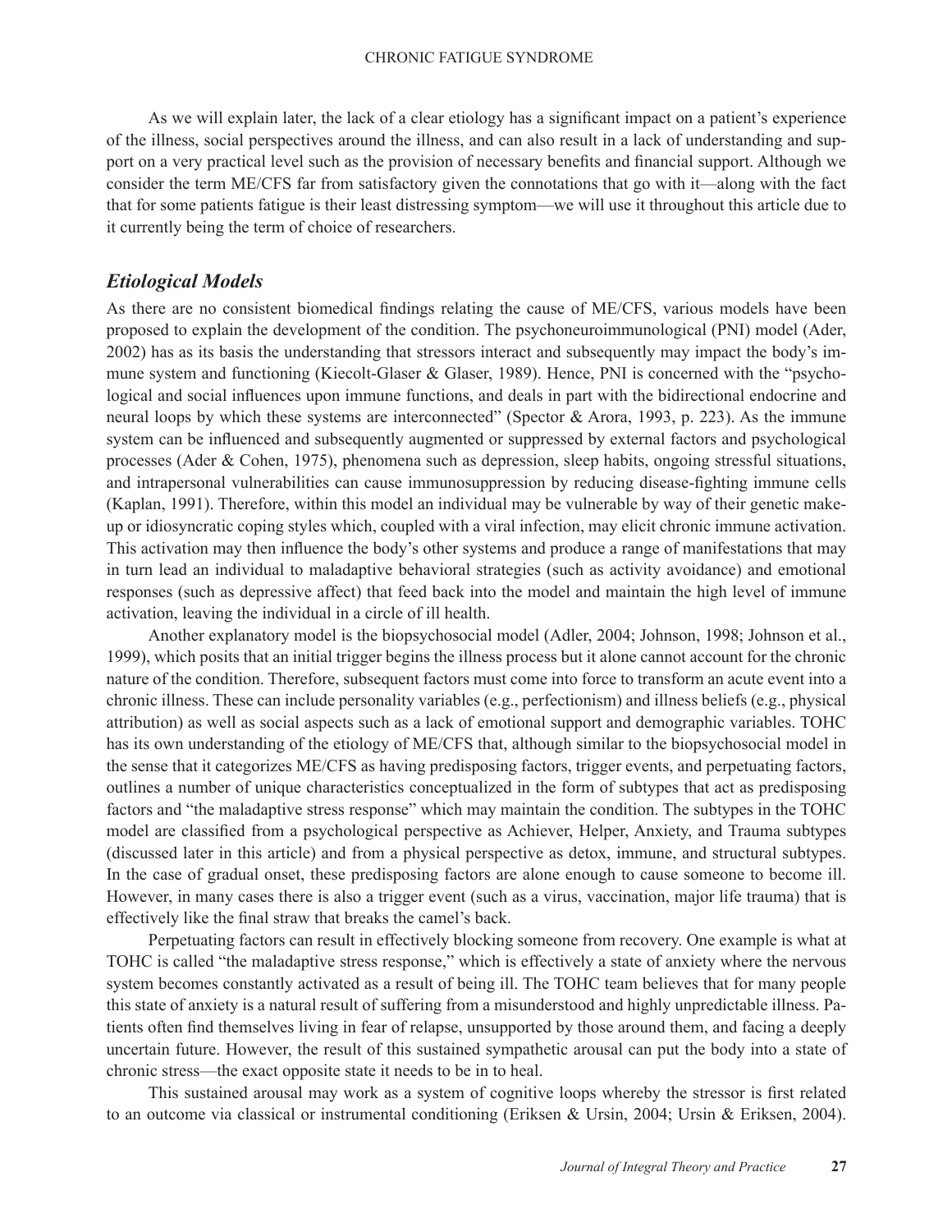As we will explain later, the lack of a clear etiology has a significant impact on a patient's experience of the illness, social perspectives around the illness, and can also result in a lack of understanding and support on a very practical level such as the provision of necessary benefits and financial support. Although we consider the term ME/CFS far from satisfactory given the connotations that go with it—along with the fact that for some patients fatigue is their least distressing symptom—we will use it throughout this article due to it currently being the term of choice of researchers.

## *Etiological Models*

As there are no consistent biomedical findings relating the cause of ME/CFS, various models have been proposed to explain the development of the condition. The psychoneuroimmunological (PNI) model (Ader, 2002) has as its basis the understanding that stressors interact and subsequently may impact the body's immune system and functioning (Kiecolt-Glaser & Glaser, 1989). Hence, PNI is concerned with the "psychological and social influences upon immune functions, and deals in part with the bidirectional endocrine and neural loops by which these systems are interconnected" (Spector & Arora, 1993, p. 223). As the immune system can be influenced and subsequently augmented or suppressed by external factors and psychological processes (Ader & Cohen, 1975), phenomena such as depression, sleep habits, ongoing stressful situations, and intrapersonal vulnerabilities can cause immunosuppression by reducing disease-fighting immune cells (Kaplan, 1991). Therefore, within this model an individual may be vulnerable by way of their genetic makeup or idiosyncratic coping styles which, coupled with a viral infection, may elicit chronic immune activation. This activation may then influence the body's other systems and produce a range of manifestations that may in turn lead an individual to maladaptive behavioral strategies (such as activity avoidance) and emotional responses (such as depressive affect) that feed back into the model and maintain the high level of immune activation, leaving the individual in a circle of ill health.

Another explanatory model is the biopsychosocial model (Adler, 2004; Johnson, 1998; Johnson et al., 1999), which posits that an initial trigger begins the illness process but it alone cannot account for the chronic nature of the condition. Therefore, subsequent factors must come into force to transform an acute event into a chronic illness. These can include personality variables (e.g., perfectionism) and illness beliefs (e.g., physical attribution) as well as social aspects such as a lack of emotional support and demographic variables. TOHC has its own understanding of the etiology of ME/CFS that, although similar to the biopsychosocial model in the sense that it categorizes ME/CFS as having predisposing factors, trigger events, and perpetuating factors, outlines a number of unique characteristics conceptualized in the form of subtypes that act as predisposing factors and "the maladaptive stress response" which may maintain the condition. The subtypes in the TOHC model are classified from a psychological perspective as Achiever, Helper, Anxiety, and Trauma subtypes (discussed later in this article) and from a physical perspective as detox, immune, and structural subtypes. In the case of gradual onset, these predisposing factors are alone enough to cause someone to become ill. However, in many cases there is also a trigger event (such as a virus, vaccination, major life trauma) that is effectively like the final straw that breaks the camel's back.

Perpetuating factors can result in effectively blocking someone from recovery. One example is what at TOHC is called "the maladaptive stress response," which is effectively a state of anxiety where the nervous system becomes constantly activated as a result of being ill. The TOHC team believes that for many people this state of anxiety is a natural result of suffering from a misunderstood and highly unpredictable illness. Patients often find themselves living in fear of relapse, unsupported by those around them, and facing a deeply uncertain future. However, the result of this sustained sympathetic arousal can put the body into a state of chronic stress—the exact opposite state it needs to be in to heal.

This sustained arousal may work as a system of cognitive loops whereby the stressor is first related to an outcome via classical or instrumental conditioning (Eriksen & Ursin, 2004; Ursin & Eriksen, 2004).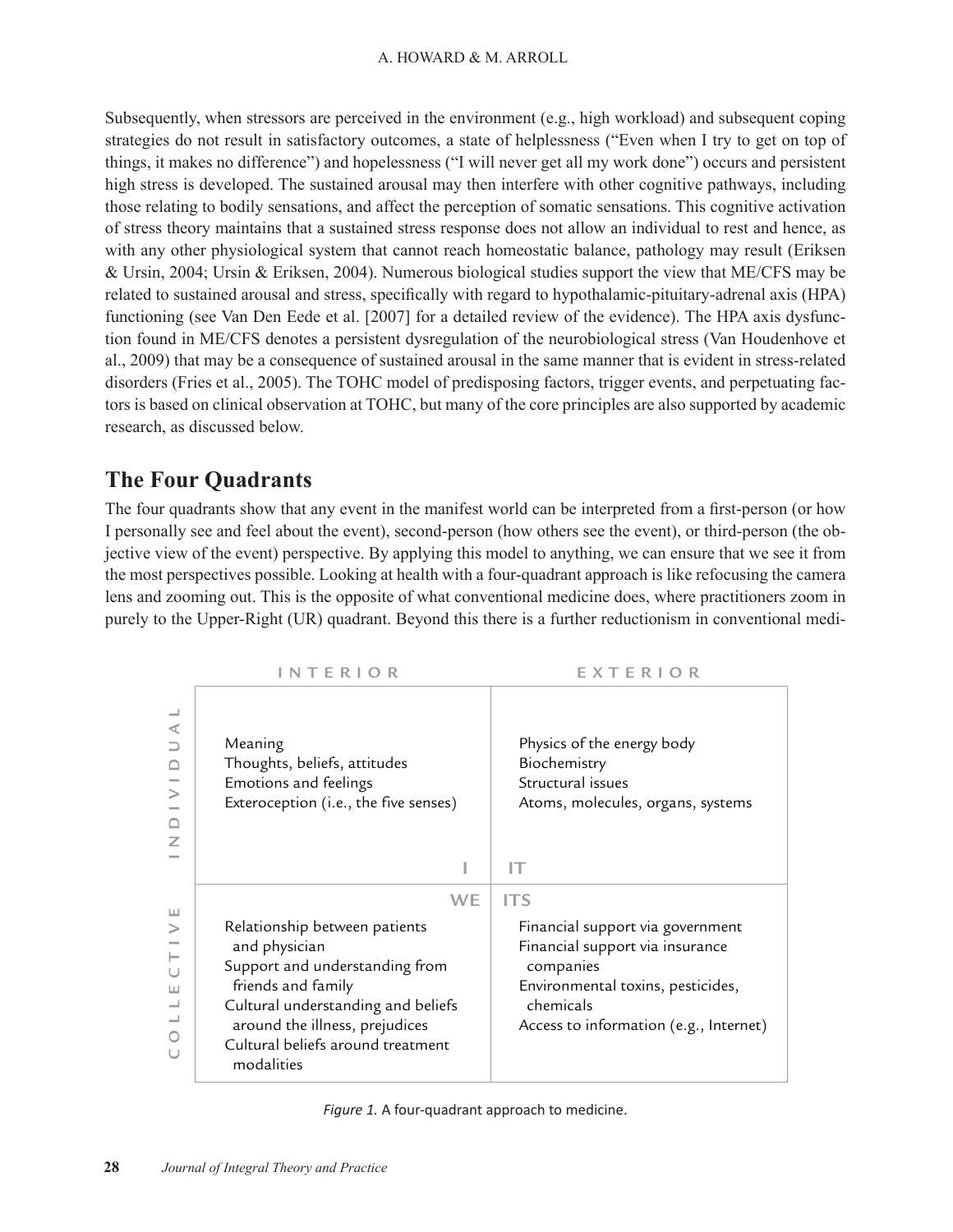Subsequently, when stressors are perceived in the environment (e.g., high workload) and subsequent coping strategies do not result in satisfactory outcomes, a state of helplessness ("Even when I try to get on top of things, it makes no difference") and hopelessness ("I will never get all my work done") occurs and persistent high stress is developed. The sustained arousal may then interfere with other cognitive pathways, including those relating to bodily sensations, and affect the perception of somatic sensations. This cognitive activation of stress theory maintains that a sustained stress response does not allow an individual to rest and hence, as with any other physiological system that cannot reach homeostatic balance, pathology may result (Eriksen & Ursin, 2004; Ursin & Eriksen, 2004). Numerous biological studies support the view that ME/CFS may be related to sustained arousal and stress, specifically with regard to hypothalamic-pituitary-adrenal axis (HPA) functioning (see Van Den Eede et al. [2007] for a detailed review of the evidence). The HPA axis dysfunction found in ME/CFS denotes a persistent dysregulation of the neurobiological stress (Van Houdenhove et al., 2009) that may be a consequence of sustained arousal in the same manner that is evident in stress-related disorders (Fries et al., 2005). The TOHC model of predisposing factors, trigger events, and perpetuating factors is based on clinical observation at TOHC, but many of the core principles are also supported by academic research, as discussed below.

## The Four Quadrants

The four quadrants show that any event in the manifest world can be interpreted from a first-person (or how I personally see and feel about the event), second-person (how others see the event), or third-person (the objective view of the event) perspective. By applying this model to anything, we can ensure that we see it from the most perspectives possible. Looking at health with a four-quadrant approach is like refocusing the camera lens and zooming out. This is the opposite of what conventional medicine does, where practitioners zoom in purely to the Upper-Right (UR) quadrant. Beyond this there is a further reductionism in conventional medi-

| | INTERIOR | EXTERIOR |
|---|---|---|
| INDIVIDUAL | Meaning<br>Thoughts, beliefs, attitudes<br>Emotions and feelings<br>Exteroception (i.e., the five senses)<br>**I** | **IT**<br>Physics of the energy body<br>Biochemistry<br>Structural issues<br>Atoms, molecules, organs, systems |
| COLLECTIVE | **WE**<br>Relationship between patients and physician<br>Support and understanding from friends and family<br>Cultural understanding and beliefs around the illness, prejudices<br>Cultural beliefs around treatment modalities | **ITS**<br>Financial support via government<br>Financial support via insurance companies<br>Environmental toxins, pesticides, chemicals<br>Access to information (e.g., Internet) |

*Figure 1.* A four-quadrant approach to medicine.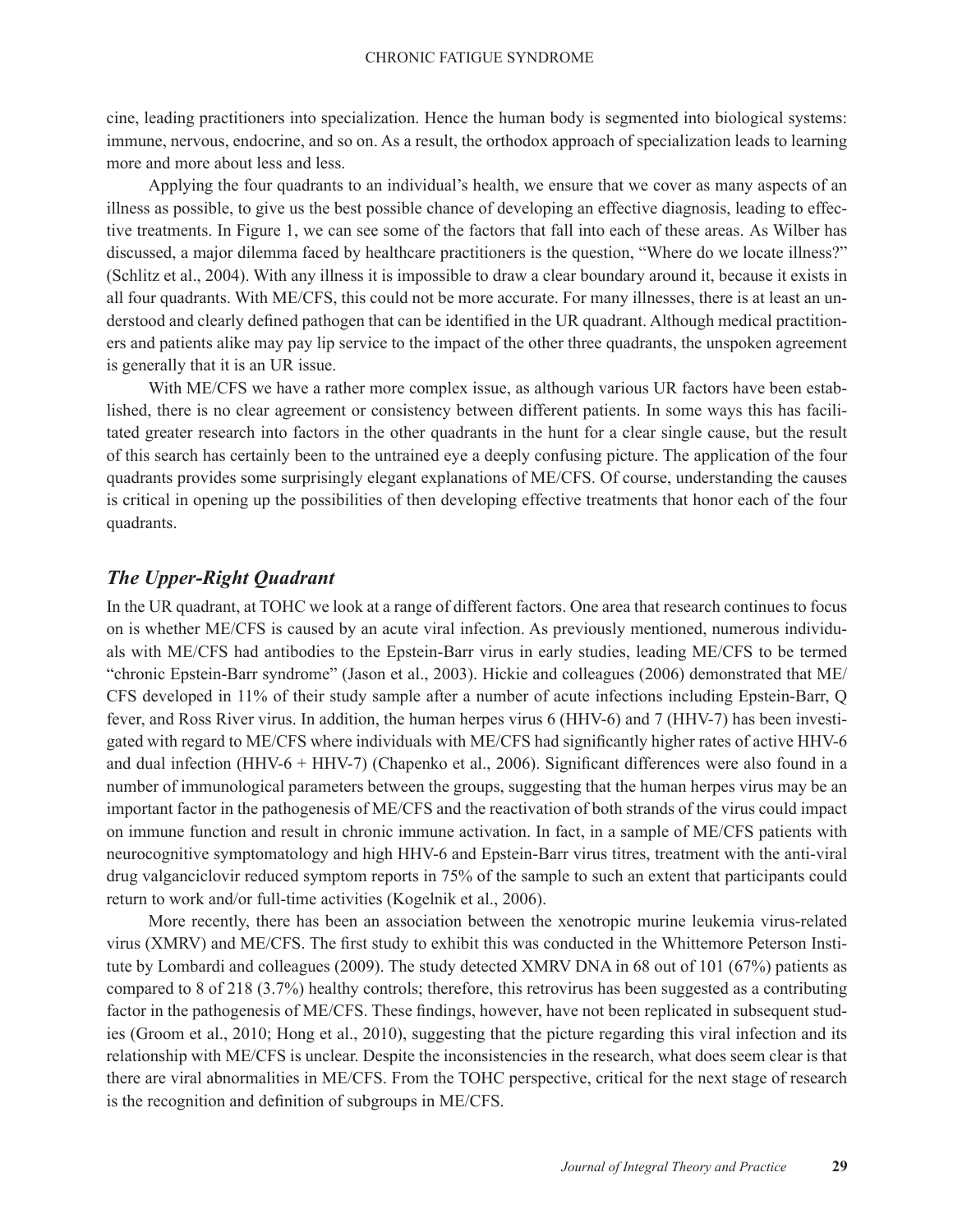cine, leading practitioners into specialization. Hence the human body is segmented into biological systems: immune, nervous, endocrine, and so on. As a result, the orthodox approach of specialization leads to learning more and more about less and less.

Applying the four quadrants to an individual's health, we ensure that we cover as many aspects of an illness as possible, to give us the best possible chance of developing an effective diagnosis, leading to effective treatments. In Figure 1, we can see some of the factors that fall into each of these areas. As Wilber has discussed, a major dilemma faced by healthcare practitioners is the question, "Where do we locate illness?" (Schlitz et al., 2004). With any illness it is impossible to draw a clear boundary around it, because it exists in all four quadrants. With ME/CFS, this could not be more accurate. For many illnesses, there is at least an understood and clearly defined pathogen that can be identified in the UR quadrant. Although medical practitioners and patients alike may pay lip service to the impact of the other three quadrants, the unspoken agreement is generally that it is an UR issue.

With ME/CFS we have a rather more complex issue, as although various UR factors have been established, there is no clear agreement or consistency between different patients. In some ways this has facilitated greater research into factors in the other quadrants in the hunt for a clear single cause, but the result of this search has certainly been to the untrained eye a deeply confusing picture. The application of the four quadrants provides some surprisingly elegant explanations of ME/CFS. Of course, understanding the causes is critical in opening up the possibilities of then developing effective treatments that honor each of the four quadrants.

## *The Upper-Right Quadrant*

In the UR quadrant, at TOHC we look at a range of different factors. One area that research continues to focus on is whether ME/CFS is caused by an acute viral infection. As previously mentioned, numerous individuals with ME/CFS had antibodies to the Epstein-Barr virus in early studies, leading ME/CFS to be termed "chronic Epstein-Barr syndrome" (Jason et al., 2003). Hickie and colleagues (2006) demonstrated that ME/CFS developed in 11% of their study sample after a number of acute infections including Epstein-Barr, Q fever, and Ross River virus. In addition, the human herpes virus 6 (HHV-6) and 7 (HHV-7) has been investigated with regard to ME/CFS where individuals with ME/CFS had significantly higher rates of active HHV-6 and dual infection (HHV-6 + HHV-7) (Chapenko et al., 2006). Significant differences were also found in a number of immunological parameters between the groups, suggesting that the human herpes virus may be an important factor in the pathogenesis of ME/CFS and the reactivation of both strands of the virus could impact on immune function and result in chronic immune activation. In fact, in a sample of ME/CFS patients with neurocognitive symptomatology and high HHV-6 and Epstein-Barr virus titres, treatment with the anti-viral drug valganciclovir reduced symptom reports in 75% of the sample to such an extent that participants could return to work and/or full-time activities (Kogelnik et al., 2006).

More recently, there has been an association between the xenotropic murine leukemia virus-related virus (XMRV) and ME/CFS. The first study to exhibit this was conducted in the Whittemore Peterson Institute by Lombardi and colleagues (2009). The study detected XMRV DNA in 68 out of 101 (67%) patients as compared to 8 of 218 (3.7%) healthy controls; therefore, this retrovirus has been suggested as a contributing factor in the pathogenesis of ME/CFS. These findings, however, have not been replicated in subsequent studies (Groom et al., 2010; Hong et al., 2010), suggesting that the picture regarding this viral infection and its relationship with ME/CFS is unclear. Despite the inconsistencies in the research, what does seem clear is that there are viral abnormalities in ME/CFS. From the TOHC perspective, critical for the next stage of research is the recognition and definition of subgroups in ME/CFS.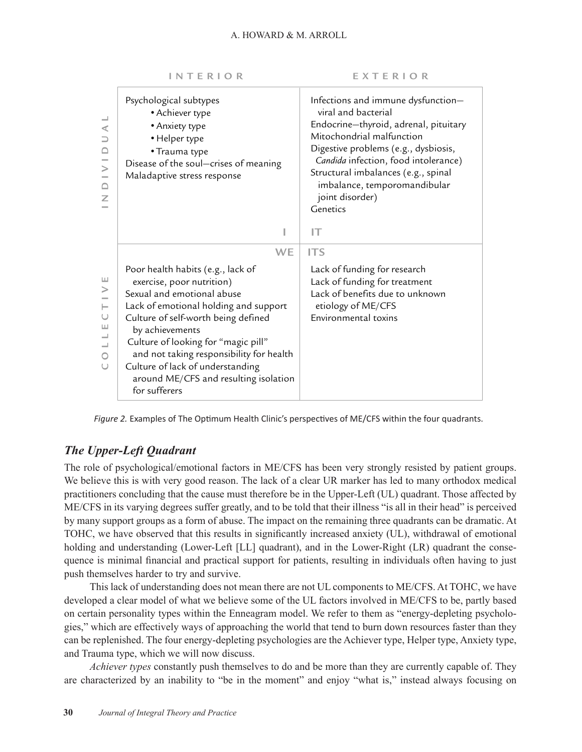| | INTERIOR | EXTERIOR |
|---|---|---|
| INDIVIDUAL | Psychological subtypes<br>• Achiever type<br>• Anxiety type<br>• Helper type<br>• Trauma type<br>Disease of the soul—crises of meaning<br>Maladaptive stress response<br><br>**I** | Infections and immune dysfunction—viral and bacterial<br>Endocrine—thyroid, adrenal, pituitary<br>Mitochondrial malfunction<br>Digestive problems (e.g., dysbiosis, *Candida* infection, food intolerance)<br>Structural imbalances (e.g., spinal imbalance, temporomandibular joint disorder)<br>Genetics<br><br>**IT** |
| COLLECTIVE | **WE**<br><br>Poor health habits (e.g., lack of exercise, poor nutrition)<br>Sexual and emotional abuse<br>Lack of emotional holding and support<br>Culture of self-worth being defined by achievements<br>Culture of looking for "magic pill" and not taking responsibility for health<br>Culture of lack of understanding around ME/CFS and resulting isolation for sufferers | **ITS**<br><br>Lack of funding for research<br>Lack of funding for treatment<br>Lack of benefits due to unknown etiology of ME/CFS<br>Environmental toxins |

*Figure 2.* Examples of The Optimum Health Clinic's perspectives of ME/CFS within the four quadrants.

## *The Upper-Left Quadrant*

The role of psychological/emotional factors in ME/CFS has been very strongly resisted by patient groups. We believe this is with very good reason. The lack of a clear UR marker has led to many orthodox medical practitioners concluding that the cause must therefore be in the Upper-Left (UL) quadrant. Those affected by ME/CFS in its varying degrees suffer greatly, and to be told that their illness "is all in their head" is perceived by many support groups as a form of abuse. The impact on the remaining three quadrants can be dramatic. At TOHC, we have observed that this results in significantly increased anxiety (UL), withdrawal of emotional holding and understanding (Lower-Left [LL] quadrant), and in the Lower-Right (LR) quadrant the consequence is minimal financial and practical support for patients, resulting in individuals often having to just push themselves harder to try and survive.

This lack of understanding does not mean there are not UL components to ME/CFS. At TOHC, we have developed a clear model of what we believe some of the UL factors involved in ME/CFS to be, partly based on certain personality types within the Enneagram model. We refer to them as "energy-depleting psychologies," which are effectively ways of approaching the world that tend to burn down resources faster than they can be replenished. The four energy-depleting psychologies are the Achiever type, Helper type, Anxiety type, and Trauma type, which we will now discuss.

*Achiever types* constantly push themselves to do and be more than they are currently capable of. They are characterized by an inability to "be in the moment" and enjoy "what is," instead always focusing on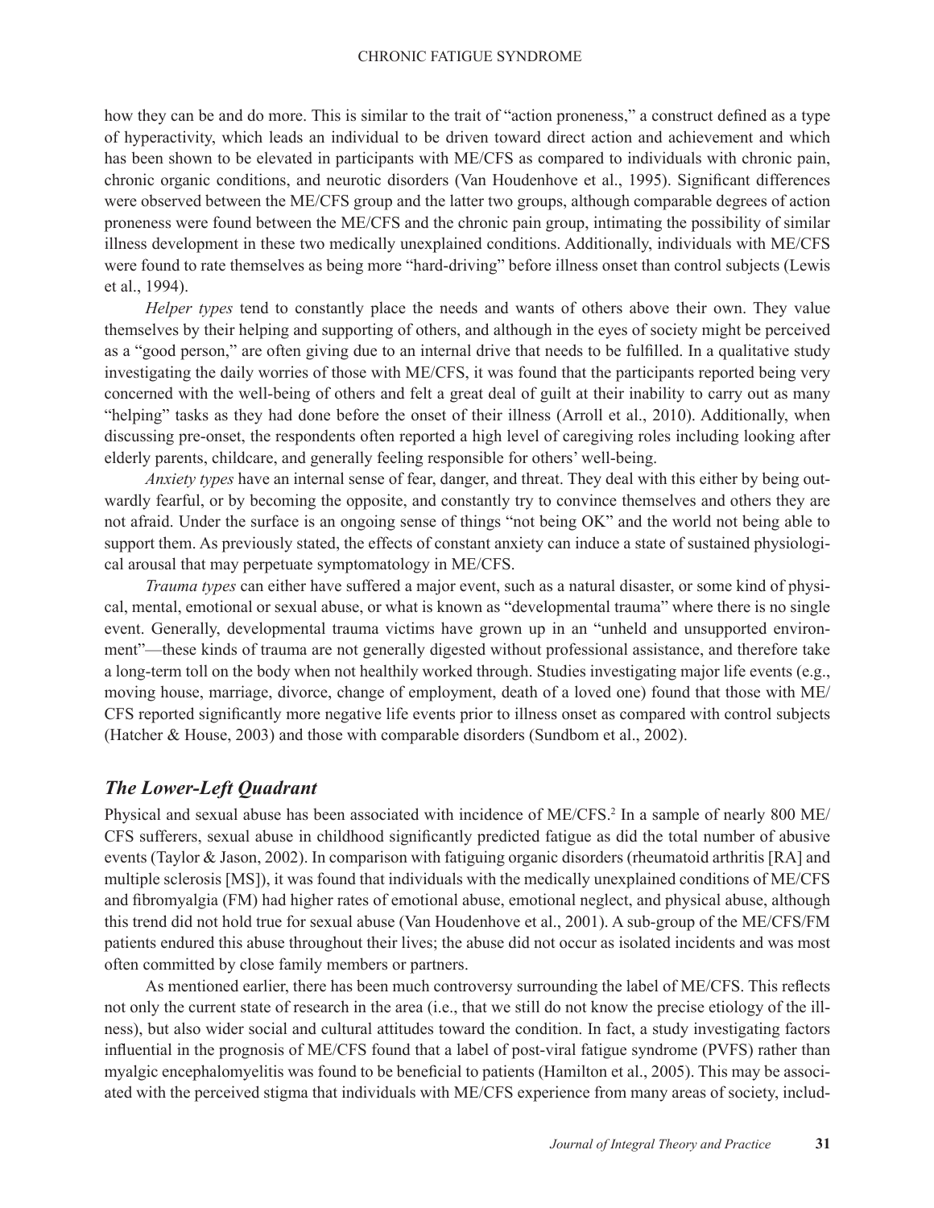how they can be and do more. This is similar to the trait of "action proneness," a construct defined as a type of hyperactivity, which leads an individual to be driven toward direct action and achievement and which has been shown to be elevated in participants with ME/CFS as compared to individuals with chronic pain, chronic organic conditions, and neurotic disorders (Van Houdenhove et al., 1995). Significant differences were observed between the ME/CFS group and the latter two groups, although comparable degrees of action proneness were found between the ME/CFS and the chronic pain group, intimating the possibility of similar illness development in these two medically unexplained conditions. Additionally, individuals with ME/CFS were found to rate themselves as being more "hard-driving" before illness onset than control subjects (Lewis et al., 1994).

*Helper types* tend to constantly place the needs and wants of others above their own. They value themselves by their helping and supporting of others, and although in the eyes of society might be perceived as a "good person," are often giving due to an internal drive that needs to be fulfilled. In a qualitative study investigating the daily worries of those with ME/CFS, it was found that the participants reported being very concerned with the well-being of others and felt a great deal of guilt at their inability to carry out as many "helping" tasks as they had done before the onset of their illness (Arroll et al., 2010). Additionally, when discussing pre-onset, the respondents often reported a high level of caregiving roles including looking after elderly parents, childcare, and generally feeling responsible for others' well-being.

*Anxiety types* have an internal sense of fear, danger, and threat. They deal with this either by being outwardly fearful, or by becoming the opposite, and constantly try to convince themselves and others they are not afraid. Under the surface is an ongoing sense of things "not being OK" and the world not being able to support them. As previously stated, the effects of constant anxiety can induce a state of sustained physiological arousal that may perpetuate symptomatology in ME/CFS.

*Trauma types* can either have suffered a major event, such as a natural disaster, or some kind of physical, mental, emotional or sexual abuse, or what is known as "developmental trauma" where there is no single event. Generally, developmental trauma victims have grown up in an "unheld and unsupported environment"—these kinds of trauma are not generally digested without professional assistance, and therefore take a long-term toll on the body when not healthily worked through. Studies investigating major life events (e.g., moving house, marriage, divorce, change of employment, death of a loved one) found that those with ME/CFS reported significantly more negative life events prior to illness onset as compared with control subjects (Hatcher & House, 2003) and those with comparable disorders (Sundbom et al., 2002).

## *The Lower-Left Quadrant*

Physical and sexual abuse has been associated with incidence of ME/CFS.[2] In a sample of nearly 800 ME/CFS sufferers, sexual abuse in childhood significantly predicted fatigue as did the total number of abusive events (Taylor & Jason, 2002). In comparison with fatiguing organic disorders (rheumatoid arthritis [RA] and multiple sclerosis [MS]), it was found that individuals with the medically unexplained conditions of ME/CFS and fibromyalgia (FM) had higher rates of emotional abuse, emotional neglect, and physical abuse, although this trend did not hold true for sexual abuse (Van Houdenhove et al., 2001). A sub-group of the ME/CFS/FM patients endured this abuse throughout their lives; the abuse did not occur as isolated incidents and was most often committed by close family members or partners.

As mentioned earlier, there has been much controversy surrounding the label of ME/CFS. This reflects not only the current state of research in the area (i.e., that we still do not know the precise etiology of the illness), but also wider social and cultural attitudes toward the condition. In fact, a study investigating factors influential in the prognosis of ME/CFS found that a label of post-viral fatigue syndrome (PVFS) rather than myalgic encephalomyelitis was found to be beneficial to patients (Hamilton et al., 2005). This may be associated with the perceived stigma that individuals with ME/CFS experience from many areas of society, includ-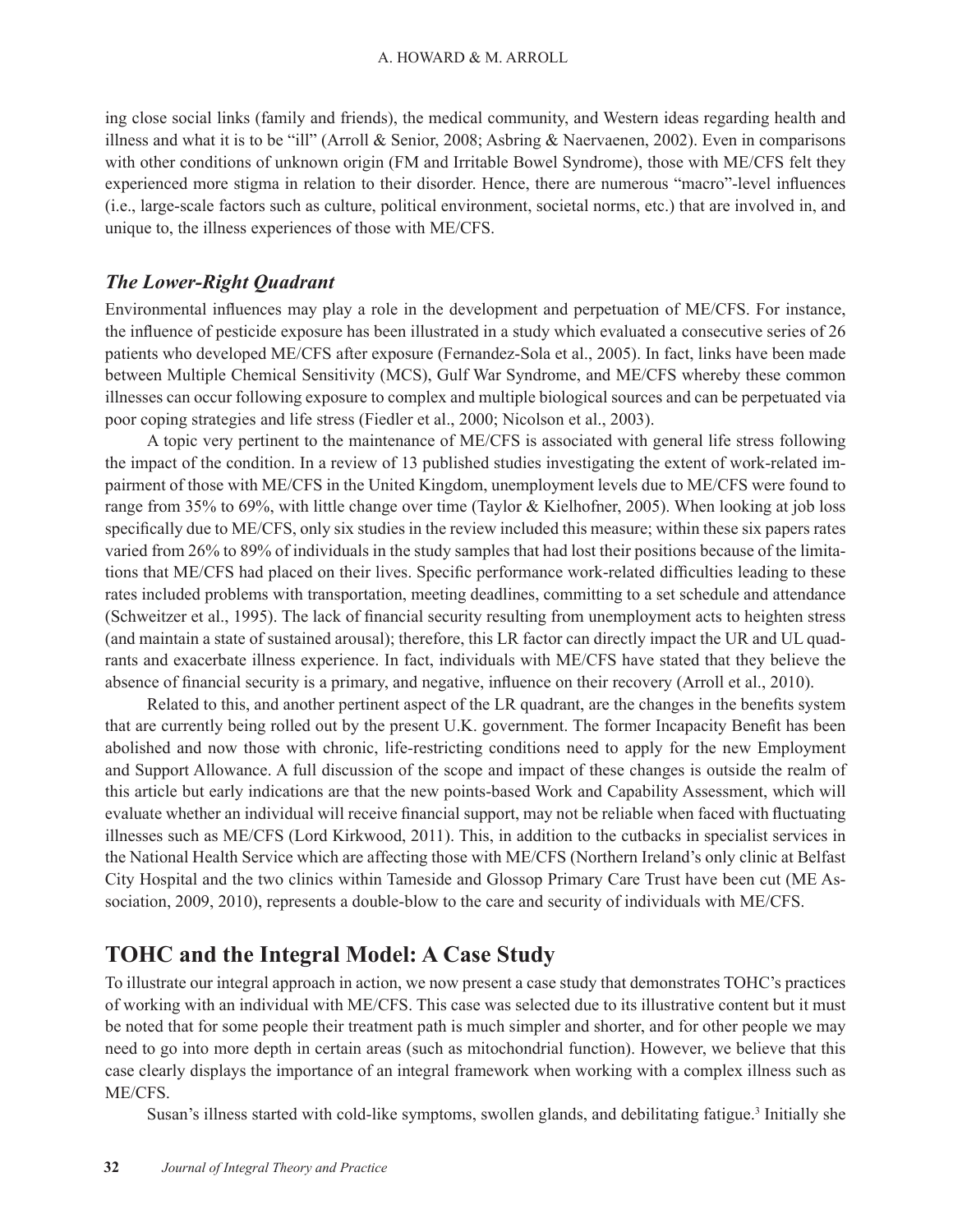ing close social links (family and friends), the medical community, and Western ideas regarding health and illness and what it is to be "ill" (Arroll & Senior, 2008; Asbring & Naervaenen, 2002). Even in comparisons with other conditions of unknown origin (FM and Irritable Bowel Syndrome), those with ME/CFS felt they experienced more stigma in relation to their disorder. Hence, there are numerous "macro"-level influences (i.e., large-scale factors such as culture, political environment, societal norms, etc.) that are involved in, and unique to, the illness experiences of those with ME/CFS.

### *The Lower-Right Quadrant*

Environmental influences may play a role in the development and perpetuation of ME/CFS. For instance, the influence of pesticide exposure has been illustrated in a study which evaluated a consecutive series of 26 patients who developed ME/CFS after exposure (Fernandez-Sola et al., 2005). In fact, links have been made between Multiple Chemical Sensitivity (MCS), Gulf War Syndrome, and ME/CFS whereby these common illnesses can occur following exposure to complex and multiple biological sources and can be perpetuated via poor coping strategies and life stress (Fiedler et al., 2000; Nicolson et al., 2003).

A topic very pertinent to the maintenance of ME/CFS is associated with general life stress following the impact of the condition. In a review of 13 published studies investigating the extent of work-related impairment of those with ME/CFS in the United Kingdom, unemployment levels due to ME/CFS were found to range from 35% to 69%, with little change over time (Taylor & Kielhofner, 2005). When looking at job loss specifically due to ME/CFS, only six studies in the review included this measure; within these six papers rates varied from 26% to 89% of individuals in the study samples that had lost their positions because of the limitations that ME/CFS had placed on their lives. Specific performance work-related difficulties leading to these rates included problems with transportation, meeting deadlines, committing to a set schedule and attendance (Schweitzer et al., 1995). The lack of financial security resulting from unemployment acts to heighten stress (and maintain a state of sustained arousal); therefore, this LR factor can directly impact the UR and UL quadrants and exacerbate illness experience. In fact, individuals with ME/CFS have stated that they believe the absence of financial security is a primary, and negative, influence on their recovery (Arroll et al., 2010).

Related to this, and another pertinent aspect of the LR quadrant, are the changes in the benefits system that are currently being rolled out by the present U.K. government. The former Incapacity Benefit has been abolished and now those with chronic, life-restricting conditions need to apply for the new Employment and Support Allowance. A full discussion of the scope and impact of these changes is outside the realm of this article but early indications are that the new points-based Work and Capability Assessment, which will evaluate whether an individual will receive financial support, may not be reliable when faced with fluctuating illnesses such as ME/CFS (Lord Kirkwood, 2011). This, in addition to the cutbacks in specialist services in the National Health Service which are affecting those with ME/CFS (Northern Ireland's only clinic at Belfast City Hospital and the two clinics within Tameside and Glossop Primary Care Trust have been cut (ME Association, 2009, 2010), represents a double-blow to the care and security of individuals with ME/CFS.

## TOHC and the Integral Model: A Case Study

To illustrate our integral approach in action, we now present a case study that demonstrates TOHC's practices of working with an individual with ME/CFS. This case was selected due to its illustrative content but it must be noted that for some people their treatment path is much simpler and shorter, and for other people we may need to go into more depth in certain areas (such as mitochondrial function). However, we believe that this case clearly displays the importance of an integral framework when working with a complex illness such as ME/CFS.

Susan's illness started with cold-like symptoms, swollen glands, and debilitating fatigue.[3] Initially she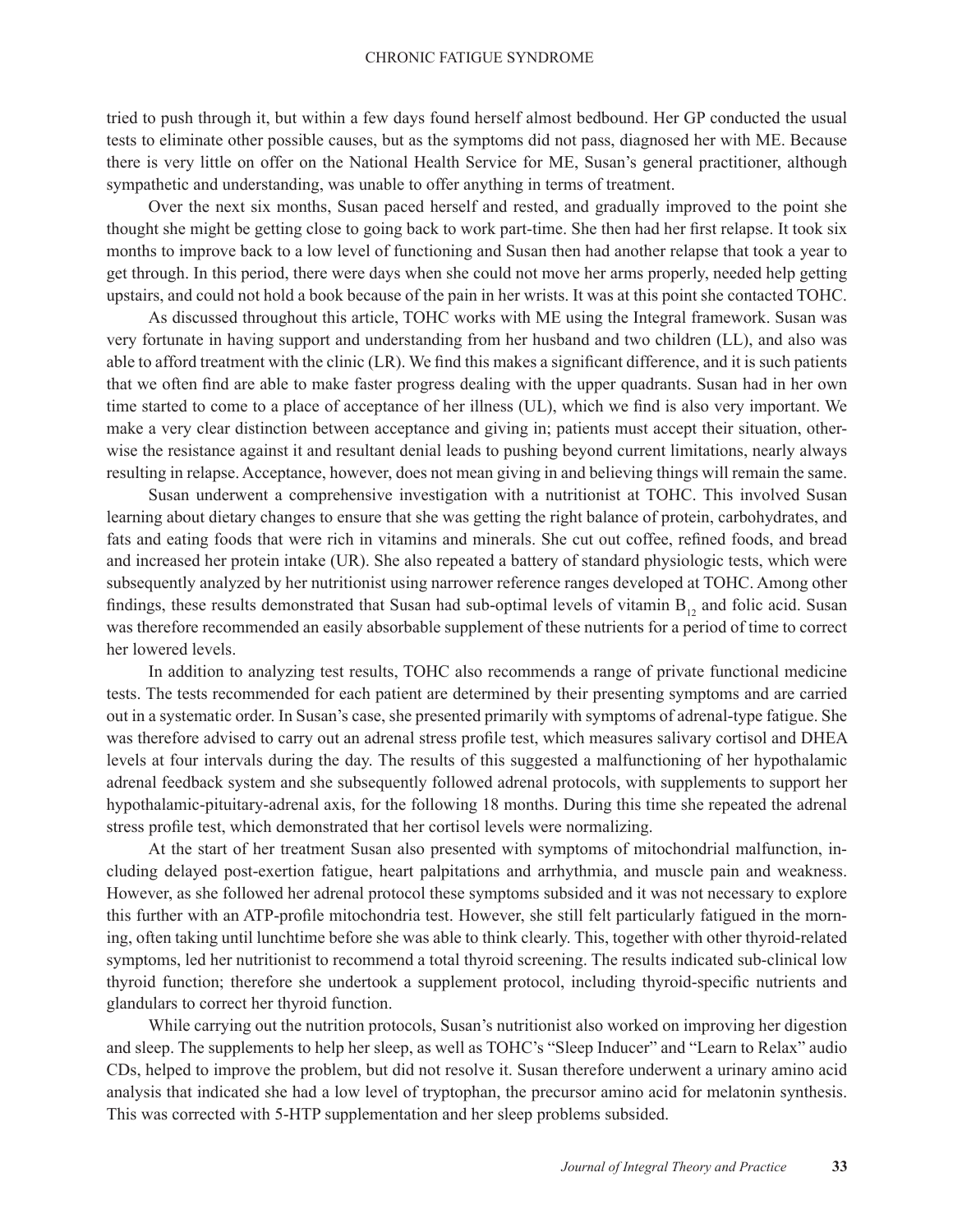tried to push through it, but within a few days found herself almost bedbound. Her GP conducted the usual tests to eliminate other possible causes, but as the symptoms did not pass, diagnosed her with ME. Because there is very little on offer on the National Health Service for ME, Susan's general practitioner, although sympathetic and understanding, was unable to offer anything in terms of treatment.

Over the next six months, Susan paced herself and rested, and gradually improved to the point she thought she might be getting close to going back to work part-time. She then had her first relapse. It took six months to improve back to a low level of functioning and Susan then had another relapse that took a year to get through. In this period, there were days when she could not move her arms properly, needed help getting upstairs, and could not hold a book because of the pain in her wrists. It was at this point she contacted TOHC.

As discussed throughout this article, TOHC works with ME using the Integral framework. Susan was very fortunate in having support and understanding from her husband and two children (LL), and also was able to afford treatment with the clinic (LR). We find this makes a significant difference, and it is such patients that we often find are able to make faster progress dealing with the upper quadrants. Susan had in her own time started to come to a place of acceptance of her illness (UL), which we find is also very important. We make a very clear distinction between acceptance and giving in; patients must accept their situation, otherwise the resistance against it and resultant denial leads to pushing beyond current limitations, nearly always resulting in relapse. Acceptance, however, does not mean giving in and believing things will remain the same.

Susan underwent a comprehensive investigation with a nutritionist at TOHC. This involved Susan learning about dietary changes to ensure that she was getting the right balance of protein, carbohydrates, and fats and eating foods that were rich in vitamins and minerals. She cut out coffee, refined foods, and bread and increased her protein intake (UR). She also repeated a battery of standard physiologic tests, which were subsequently analyzed by her nutritionist using narrower reference ranges developed at TOHC. Among other findings, these results demonstrated that Susan had sub-optimal levels of vitamin $B_{12}$ and folic acid. Susan was therefore recommended an easily absorbable supplement of these nutrients for a period of time to correct her lowered levels.

In addition to analyzing test results, TOHC also recommends a range of private functional medicine tests. The tests recommended for each patient are determined by their presenting symptoms and are carried out in a systematic order. In Susan's case, she presented primarily with symptoms of adrenal-type fatigue. She was therefore advised to carry out an adrenal stress profile test, which measures salivary cortisol and DHEA levels at four intervals during the day. The results of this suggested a malfunctioning of her hypothalamic adrenal feedback system and she subsequently followed adrenal protocols, with supplements to support her hypothalamic-pituitary-adrenal axis, for the following 18 months. During this time she repeated the adrenal stress profile test, which demonstrated that her cortisol levels were normalizing.

At the start of her treatment Susan also presented with symptoms of mitochondrial malfunction, including delayed post-exertion fatigue, heart palpitations and arrhythmia, and muscle pain and weakness. However, as she followed her adrenal protocol these symptoms subsided and it was not necessary to explore this further with an ATP-profile mitochondria test. However, she still felt particularly fatigued in the morning, often taking until lunchtime before she was able to think clearly. This, together with other thyroid-related symptoms, led her nutritionist to recommend a total thyroid screening. The results indicated sub-clinical low thyroid function; therefore she undertook a supplement protocol, including thyroid-specific nutrients and glandulars to correct her thyroid function.

While carrying out the nutrition protocols, Susan's nutritionist also worked on improving her digestion and sleep. The supplements to help her sleep, as well as TOHC's "Sleep Inducer" and "Learn to Relax" audio CDs, helped to improve the problem, but did not resolve it. Susan therefore underwent a urinary amino acid analysis that indicated she had a low level of tryptophan, the precursor amino acid for melatonin synthesis. This was corrected with 5-HTP supplementation and her sleep problems subsided.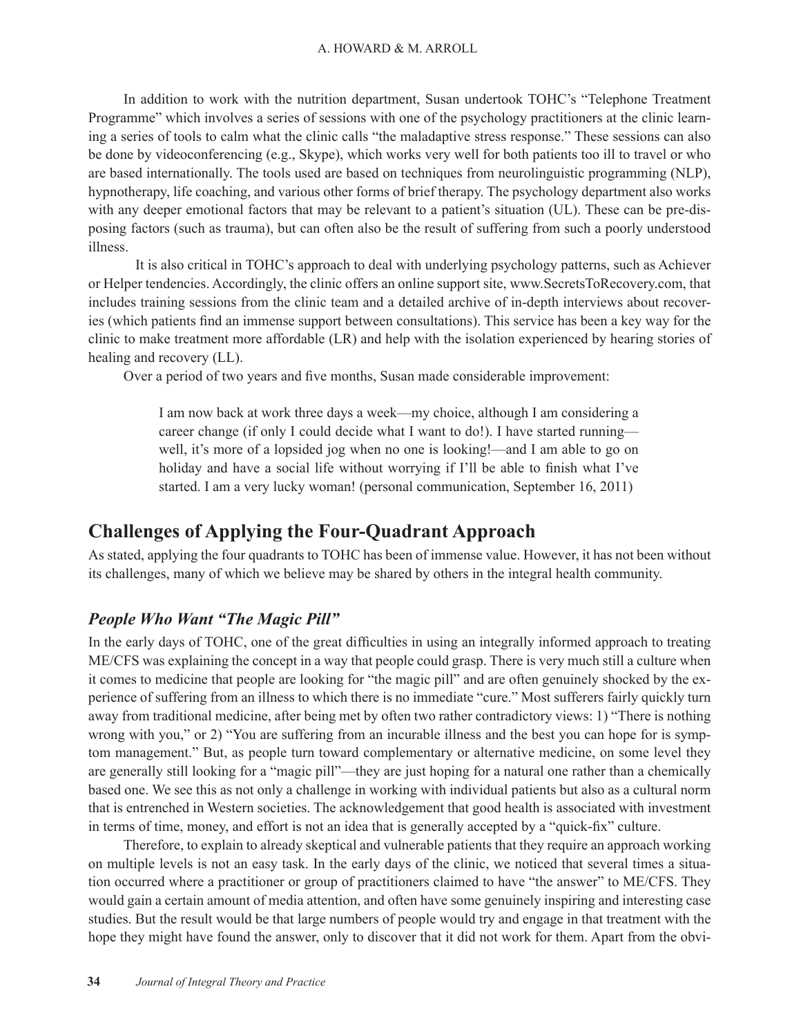In addition to work with the nutrition department, Susan undertook TOHC's "Telephone Treatment Programme" which involves a series of sessions with one of the psychology practitioners at the clinic learning a series of tools to calm what the clinic calls "the maladaptive stress response." These sessions can also be done by videoconferencing (e.g., Skype), which works very well for both patients too ill to travel or who are based internationally. The tools used are based on techniques from neurolinguistic programming (NLP), hypnotherapy, life coaching, and various other forms of brief therapy. The psychology department also works with any deeper emotional factors that may be relevant to a patient's situation (UL). These can be pre-disposing factors (such as trauma), but can often also be the result of suffering from such a poorly understood illness.

It is also critical in TOHC's approach to deal with underlying psychology patterns, such as Achiever or Helper tendencies. Accordingly, the clinic offers an online support site, www.SecretsToRecovery.com, that includes training sessions from the clinic team and a detailed archive of in-depth interviews about recoveries (which patients find an immense support between consultations). This service has been a key way for the clinic to make treatment more affordable (LR) and help with the isolation experienced by hearing stories of healing and recovery (LL).

Over a period of two years and five months, Susan made considerable improvement:

> I am now back at work three days a week—my choice, although I am considering a career change (if only I could decide what I want to do!). I have started running—well, it's more of a lopsided jog when no one is looking!—and I am able to go on holiday and have a social life without worrying if I'll be able to finish what I've started. I am a very lucky woman! (personal communication, September 16, 2011)

## Challenges of Applying the Four-Quadrant Approach

As stated, applying the four quadrants to TOHC has been of immense value. However, it has not been without its challenges, many of which we believe may be shared by others in the integral health community.

### *People Who Want "The Magic Pill"*

In the early days of TOHC, one of the great difficulties in using an integrally informed approach to treating ME/CFS was explaining the concept in a way that people could grasp. There is very much still a culture when it comes to medicine that people are looking for "the magic pill" and are often genuinely shocked by the experience of suffering from an illness to which there is no immediate "cure." Most sufferers fairly quickly turn away from traditional medicine, after being met by often two rather contradictory views: 1) "There is nothing wrong with you," or 2) "You are suffering from an incurable illness and the best you can hope for is symptom management." But, as people turn toward complementary or alternative medicine, on some level they are generally still looking for a "magic pill"—they are just hoping for a natural one rather than a chemically based one. We see this as not only a challenge in working with individual patients but also as a cultural norm that is entrenched in Western societies. The acknowledgement that good health is associated with investment in terms of time, money, and effort is not an idea that is generally accepted by a "quick-fix" culture.

Therefore, to explain to already skeptical and vulnerable patients that they require an approach working on multiple levels is not an easy task. In the early days of the clinic, we noticed that several times a situation occurred where a practitioner or group of practitioners claimed to have "the answer" to ME/CFS. They would gain a certain amount of media attention, and often have some genuinely inspiring and interesting case studies. But the result would be that large numbers of people would try and engage in that treatment with the hope they might have found the answer, only to discover that it did not work for them. Apart from the obvi-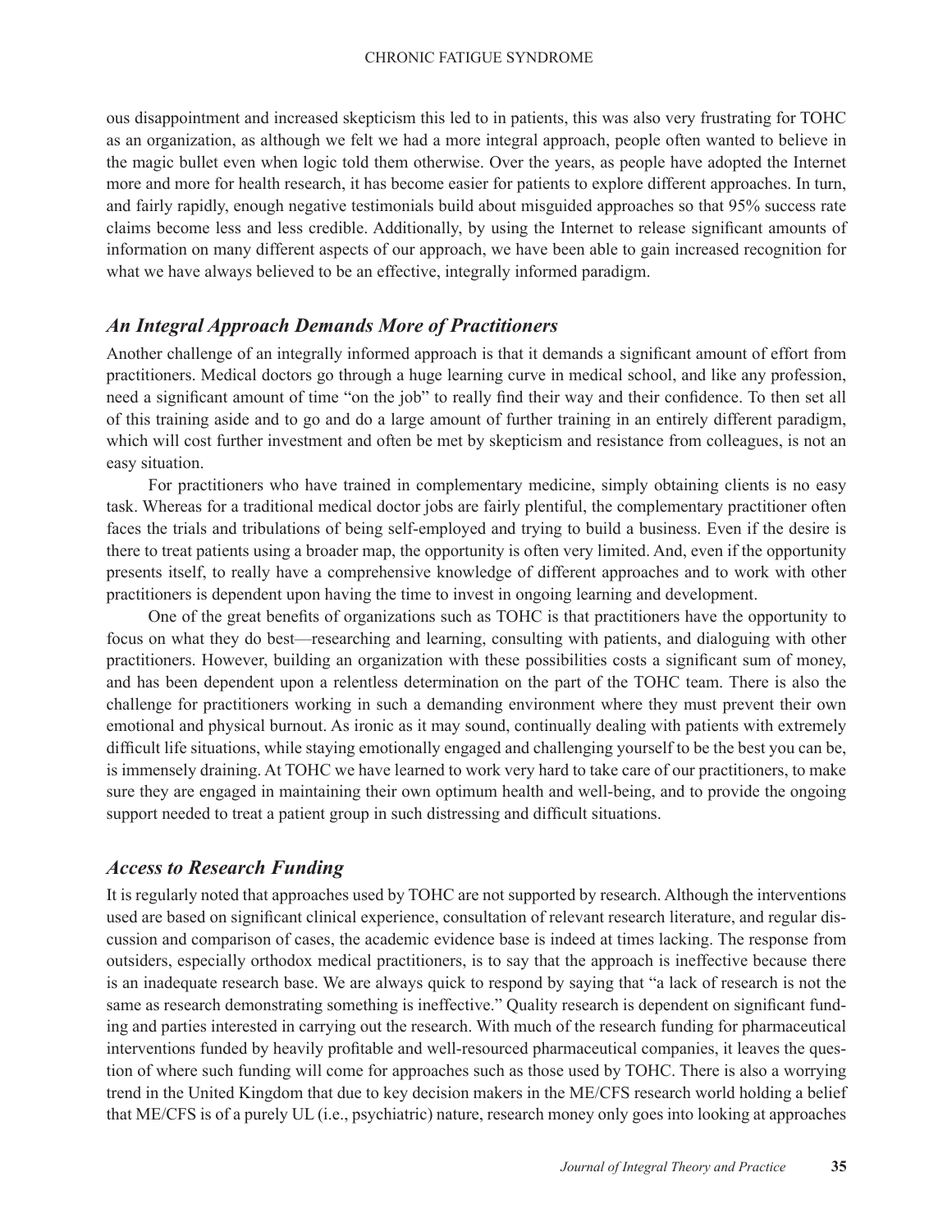ous disappointment and increased skepticism this led to in patients, this was also very frustrating for TOHC as an organization, as although we felt we had a more integral approach, people often wanted to believe in the magic bullet even when logic told them otherwise. Over the years, as people have adopted the Internet more and more for health research, it has become easier for patients to explore different approaches. In turn, and fairly rapidly, enough negative testimonials build about misguided approaches so that 95% success rate claims become less and less credible. Additionally, by using the Internet to release significant amounts of information on many different aspects of our approach, we have been able to gain increased recognition for what we have always believed to be an effective, integrally informed paradigm.

### *An Integral Approach Demands More of Practitioners*

Another challenge of an integrally informed approach is that it demands a significant amount of effort from practitioners. Medical doctors go through a huge learning curve in medical school, and like any profession, need a significant amount of time "on the job" to really find their way and their confidence. To then set all of this training aside and to go and do a large amount of further training in an entirely different paradigm, which will cost further investment and often be met by skepticism and resistance from colleagues, is not an easy situation.

For practitioners who have trained in complementary medicine, simply obtaining clients is no easy task. Whereas for a traditional medical doctor jobs are fairly plentiful, the complementary practitioner often faces the trials and tribulations of being self-employed and trying to build a business. Even if the desire is there to treat patients using a broader map, the opportunity is often very limited. And, even if the opportunity presents itself, to really have a comprehensive knowledge of different approaches and to work with other practitioners is dependent upon having the time to invest in ongoing learning and development.

One of the great benefits of organizations such as TOHC is that practitioners have the opportunity to focus on what they do best—researching and learning, consulting with patients, and dialoguing with other practitioners. However, building an organization with these possibilities costs a significant sum of money, and has been dependent upon a relentless determination on the part of the TOHC team. There is also the challenge for practitioners working in such a demanding environment where they must prevent their own emotional and physical burnout. As ironic as it may sound, continually dealing with patients with extremely difficult life situations, while staying emotionally engaged and challenging yourself to be the best you can be, is immensely draining. At TOHC we have learned to work very hard to take care of our practitioners, to make sure they are engaged in maintaining their own optimum health and well-being, and to provide the ongoing support needed to treat a patient group in such distressing and difficult situations.

### *Access to Research Funding*

It is regularly noted that approaches used by TOHC are not supported by research. Although the interventions used are based on significant clinical experience, consultation of relevant research literature, and regular discussion and comparison of cases, the academic evidence base is indeed at times lacking. The response from outsiders, especially orthodox medical practitioners, is to say that the approach is ineffective because there is an inadequate research base. We are always quick to respond by saying that "a lack of research is not the same as research demonstrating something is ineffective." Quality research is dependent on significant funding and parties interested in carrying out the research. With much of the research funding for pharmaceutical interventions funded by heavily profitable and well-resourced pharmaceutical companies, it leaves the question of where such funding will come for approaches such as those used by TOHC. There is also a worrying trend in the United Kingdom that due to key decision makers in the ME/CFS research world holding a belief that ME/CFS is of a purely UL (i.e., psychiatric) nature, research money only goes into looking at approaches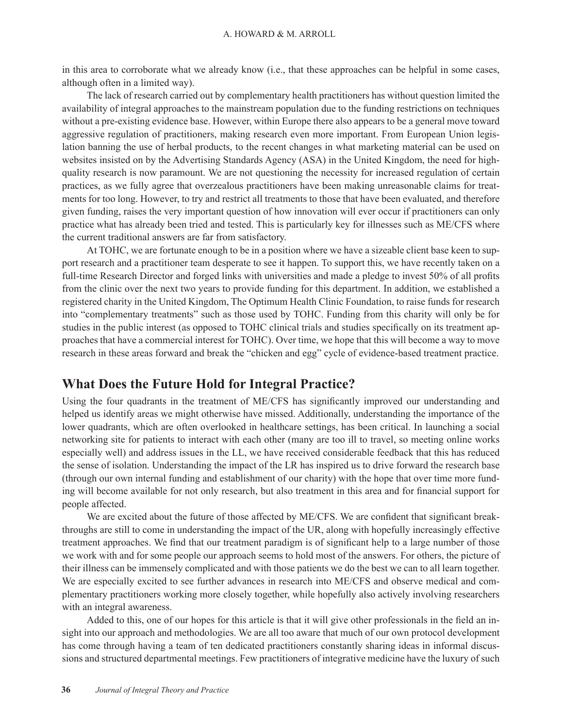in this area to corroborate what we already know (i.e., that these approaches can be helpful in some cases, although often in a limited way).

The lack of research carried out by complementary health practitioners has without question limited the availability of integral approaches to the mainstream population due to the funding restrictions on techniques without a pre-existing evidence base. However, within Europe there also appears to be a general move toward aggressive regulation of practitioners, making research even more important. From European Union legislation banning the use of herbal products, to the recent changes in what marketing material can be used on websites insisted on by the Advertising Standards Agency (ASA) in the United Kingdom, the need for high-quality research is now paramount. We are not questioning the necessity for increased regulation of certain practices, as we fully agree that overzealous practitioners have been making unreasonable claims for treatments for too long. However, to try and restrict all treatments to those that have been evaluated, and therefore given funding, raises the very important question of how innovation will ever occur if practitioners can only practice what has already been tried and tested. This is particularly key for illnesses such as ME/CFS where the current traditional answers are far from satisfactory.

At TOHC, we are fortunate enough to be in a position where we have a sizeable client base keen to support research and a practitioner team desperate to see it happen. To support this, we have recently taken on a full-time Research Director and forged links with universities and made a pledge to invest 50% of all profits from the clinic over the next two years to provide funding for this department. In addition, we established a registered charity in the United Kingdom, The Optimum Health Clinic Foundation, to raise funds for research into "complementary treatments" such as those used by TOHC. Funding from this charity will only be for studies in the public interest (as opposed to TOHC clinical trials and studies specifically on its treatment approaches that have a commercial interest for TOHC). Over time, we hope that this will become a way to move research in these areas forward and break the "chicken and egg" cycle of evidence-based treatment practice.

## What Does the Future Hold for Integral Practice?

Using the four quadrants in the treatment of ME/CFS has significantly improved our understanding and helped us identify areas we might otherwise have missed. Additionally, understanding the importance of the lower quadrants, which are often overlooked in healthcare settings, has been critical. In launching a social networking site for patients to interact with each other (many are too ill to travel, so meeting online works especially well) and address issues in the LL, we have received considerable feedback that this has reduced the sense of isolation. Understanding the impact of the LR has inspired us to drive forward the research base (through our own internal funding and establishment of our charity) with the hope that over time more funding will become available for not only research, but also treatment in this area and for financial support for people affected.

We are excited about the future of those affected by ME/CFS. We are confident that significant breakthroughs are still to come in understanding the impact of the UR, along with hopefully increasingly effective treatment approaches. We find that our treatment paradigm is of significant help to a large number of those we work with and for some people our approach seems to hold most of the answers. For others, the picture of their illness can be immensely complicated and with those patients we do the best we can to all learn together. We are especially excited to see further advances in research into ME/CFS and observe medical and complementary practitioners working more closely together, while hopefully also actively involving researchers with an integral awareness.

Added to this, one of our hopes for this article is that it will give other professionals in the field an insight into our approach and methodologies. We are all too aware that much of our own protocol development has come through having a team of ten dedicated practitioners constantly sharing ideas in informal discussions and structured departmental meetings. Few practitioners of integrative medicine have the luxury of such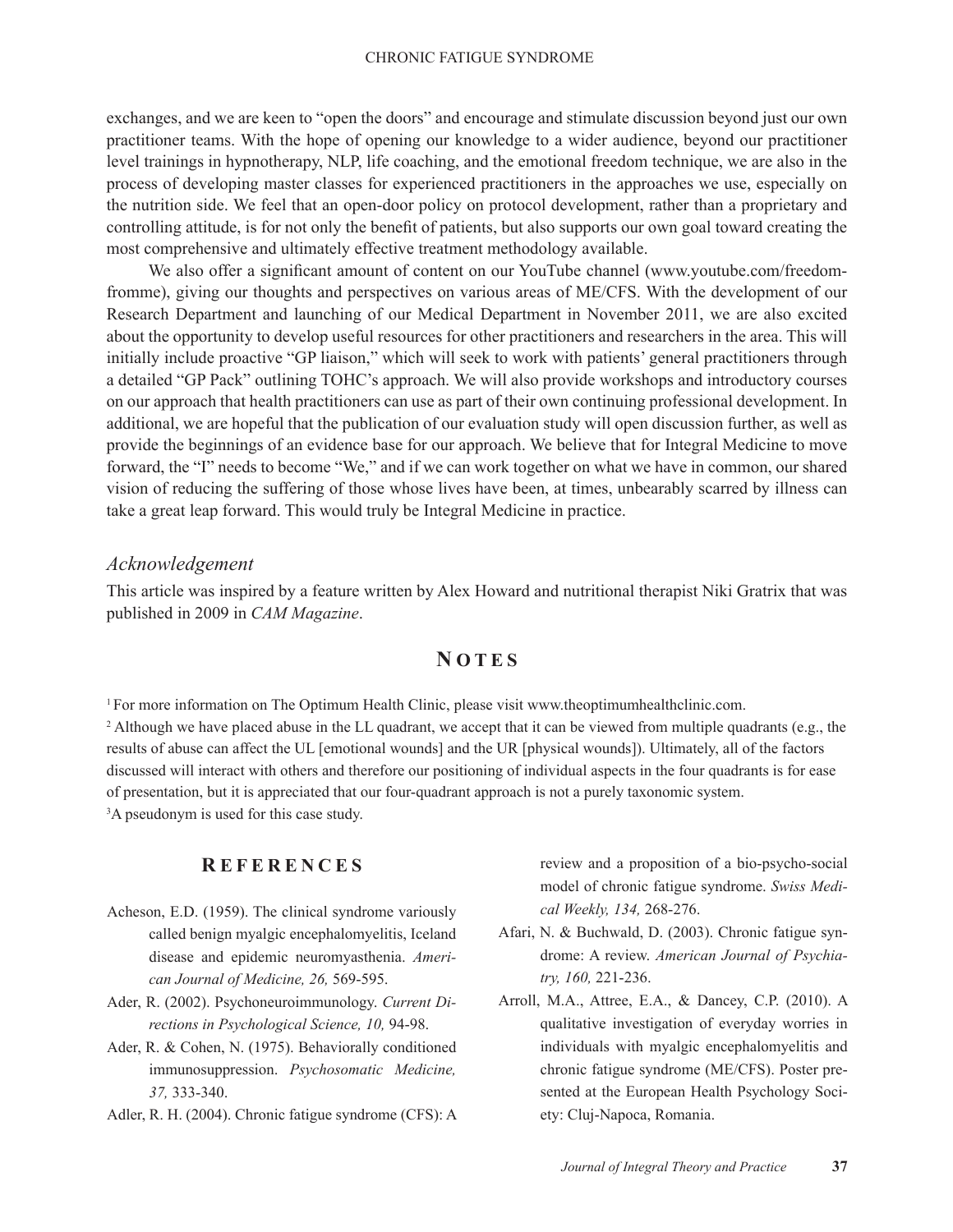exchanges, and we are keen to "open the doors" and encourage and stimulate discussion beyond just our own practitioner teams. With the hope of opening our knowledge to a wider audience, beyond our practitioner level trainings in hypnotherapy, NLP, life coaching, and the emotional freedom technique, we are also in the process of developing master classes for experienced practitioners in the approaches we use, especially on the nutrition side. We feel that an open-door policy on protocol development, rather than a proprietary and controlling attitude, is for not only the benefit of patients, but also supports our own goal toward creating the most comprehensive and ultimately effective treatment methodology available.

We also offer a significant amount of content on our YouTube channel (www.youtube.com/freedomfromme), giving our thoughts and perspectives on various areas of ME/CFS. With the development of our Research Department and launching of our Medical Department in November 2011, we are also excited about the opportunity to develop useful resources for other practitioners and researchers in the area. This will initially include proactive "GP liaison," which will seek to work with patients' general practitioners through a detailed "GP Pack" outlining TOHC's approach. We will also provide workshops and introductory courses on our approach that health practitioners can use as part of their own continuing professional development. In additional, we are hopeful that the publication of our evaluation study will open discussion further, as well as provide the beginnings of an evidence base for our approach. We believe that for Integral Medicine to move forward, the "I" needs to become "We," and if we can work together on what we have in common, our shared vision of reducing the suffering of those whose lives have been, at times, unbearably scarred by illness can take a great leap forward. This would truly be Integral Medicine in practice.

### *Acknowledgement*

This article was inspired by a feature written by Alex Howard and nutritional therapist Niki Gratrix that was published in 2009 in *CAM Magazine*.

## Notes

[1] For more information on The Optimum Health Clinic, please visit www.theoptimumhealthclinic.com.

[2] Although we have placed abuse in the LL quadrant, we accept that it can be viewed from multiple quadrants (e.g., the results of abuse can affect the UL [emotional wounds] and the UR [physical wounds]). Ultimately, all of the factors discussed will interact with others and therefore our positioning of individual aspects in the four quadrants is for ease of presentation, but it is appreciated that our four-quadrant approach is not a purely taxonomic system.

[3] A pseudonym is used for this case study.

## References

Acheson, E.D. (1959). The clinical syndrome variously called benign myalgic encephalomyelitis, Iceland disease and epidemic neuromyasthenia. *American Journal of Medicine, 26,* 569-595.

Ader, R. (2002). Psychoneuroimmunology. *Current Directions in Psychological Science, 10,* 94-98.

Ader, R. & Cohen, N. (1975). Behaviorally conditioned immunosuppression. *Psychosomatic Medicine, 37,* 333-340.

Adler, R. H. (2004). Chronic fatigue syndrome (CFS): A review and a proposition of a bio-psycho-social model of chronic fatigue syndrome. *Swiss Medical Weekly, 134,* 268-276.

Afari, N. & Buchwald, D. (2003). Chronic fatigue syndrome: A review. *American Journal of Psychiatry, 160,* 221-236.

Arroll, M.A., Attree, E.A., & Dancey, C.P. (2010). A qualitative investigation of everyday worries in individuals with myalgic encephalomyelitis and chronic fatigue syndrome (ME/CFS). Poster presented at the European Health Psychology Society: Cluj-Napoca, Romania.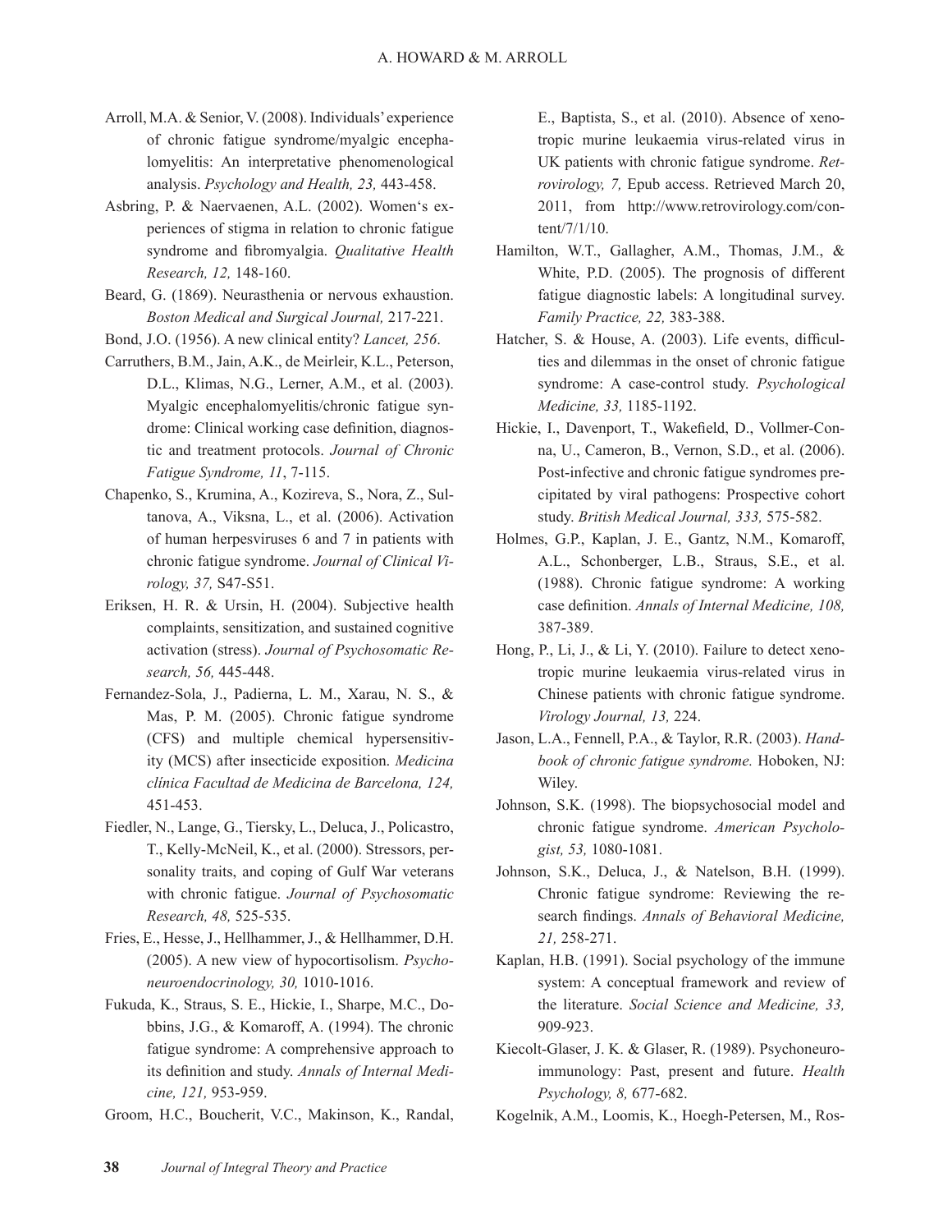Arroll, M.A. & Senior, V. (2008). Individuals' experience of chronic fatigue syndrome/myalgic encephalomyelitis: An interpretative phenomenological analysis. *Psychology and Health, 23,* 443-458.

Asbring, P. & Naervaenen, A.L. (2002). Women's experiences of stigma in relation to chronic fatigue syndrome and fibromyalgia. *Qualitative Health Research, 12,* 148-160.

Beard, G. (1869). Neurasthenia or nervous exhaustion. *Boston Medical and Surgical Journal,* 217-221.

Bond, J.O. (1956). A new clinical entity? *Lancet, 256.*

Carruthers, B.M., Jain, A.K., de Meirleir, K.L., Peterson, D.L., Klimas, N.G., Lerner, A.M., et al. (2003). Myalgic encephalomyelitis/chronic fatigue syndrome: Clinical working case definition, diagnostic and treatment protocols. *Journal of Chronic Fatigue Syndrome, 11*, 7-115.

Chapenko, S., Krumina, A., Kozireva, S., Nora, Z., Sultanova, A., Viksna, L., et al. (2006). Activation of human herpesviruses 6 and 7 in patients with chronic fatigue syndrome. *Journal of Clinical Virology, 37,* S47-S51.

Eriksen, H. R. & Ursin, H. (2004). Subjective health complaints, sensitization, and sustained cognitive activation (stress). *Journal of Psychosomatic Research, 56,* 445-448.

Fernandez-Sola, J., Padierna, L. M., Xarau, N. S., & Mas, P. M. (2005). Chronic fatigue syndrome (CFS) and multiple chemical hypersensitivity (MCS) after insecticide exposition. *Medicina clínica Facultad de Medicina de Barcelona, 124,* 451-453.

Fiedler, N., Lange, G., Tiersky, L., Deluca, J., Policastro, T., Kelly-McNeil, K., et al. (2000). Stressors, personality traits, and coping of Gulf War veterans with chronic fatigue. *Journal of Psychosomatic Research, 48,* 525-535.

Fries, E., Hesse, J., Hellhammer, J., & Hellhammer, D.H. (2005). A new view of hypocortisolism. *Psychoneuroendocrinology, 30,* 1010-1016.

Fukuda, K., Straus, S. E., Hickie, I., Sharpe, M.C., Dobbins, J.G., & Komaroff, A. (1994). The chronic fatigue syndrome: A comprehensive approach to its definition and study. *Annals of Internal Medicine, 121,* 953-959.

Groom, H.C., Boucherit, V.C., Makinson, K., Randal, E., Baptista, S., et al. (2010). Absence of xenotropic murine leukaemia virus-related virus in UK patients with chronic fatigue syndrome. *Retrovirology, 7,* Epub access. Retrieved March 20, 2011, from http://www.retrovirology.com/content/7/1/10.

Hamilton, W.T., Gallagher, A.M., Thomas, J.M., & White, P.D. (2005). The prognosis of different fatigue diagnostic labels: A longitudinal survey. *Family Practice, 22,* 383-388.

Hatcher, S. & House, A. (2003). Life events, difficulties and dilemmas in the onset of chronic fatigue syndrome: A case-control study. *Psychological Medicine, 33,* 1185-1192.

Hickie, I., Davenport, T., Wakefield, D., Vollmer-Conna, U., Cameron, B., Vernon, S.D., et al. (2006). Post-infective and chronic fatigue syndromes precipitated by viral pathogens: Prospective cohort study. *British Medical Journal, 333,* 575-582.

Holmes, G.P., Kaplan, J. E., Gantz, N.M., Komaroff, A.L., Schonberger, L.B., Straus, S.E., et al. (1988). Chronic fatigue syndrome: A working case definition. *Annals of Internal Medicine, 108,* 387-389.

Hong, P., Li, J., & Li, Y. (2010). Failure to detect xenotropic murine leukaemia virus-related virus in Chinese patients with chronic fatigue syndrome. *Virology Journal, 13,* 224.

Jason, L.A., Fennell, P.A., & Taylor, R.R. (2003). *Handbook of chronic fatigue syndrome.* Hoboken, NJ: Wiley.

Johnson, S.K. (1998). The biopsychosocial model and chronic fatigue syndrome. *American Psychologist, 53,* 1080-1081.

Johnson, S.K., Deluca, J., & Natelson, B.H. (1999). Chronic fatigue syndrome: Reviewing the research findings. *Annals of Behavioral Medicine, 21,* 258-271.

Kaplan, H.B. (1991). Social psychology of the immune system: A conceptual framework and review of the literature. *Social Science and Medicine, 33,* 909-923.

Kiecolt-Glaser, J. K. & Glaser, R. (1989). Psychoneuroimmunology: Past, present and future. *Health Psychology, 8,* 677-682.

Kogelnik, A.M., Loomis, K., Hoegh-Petersen, M., Ros-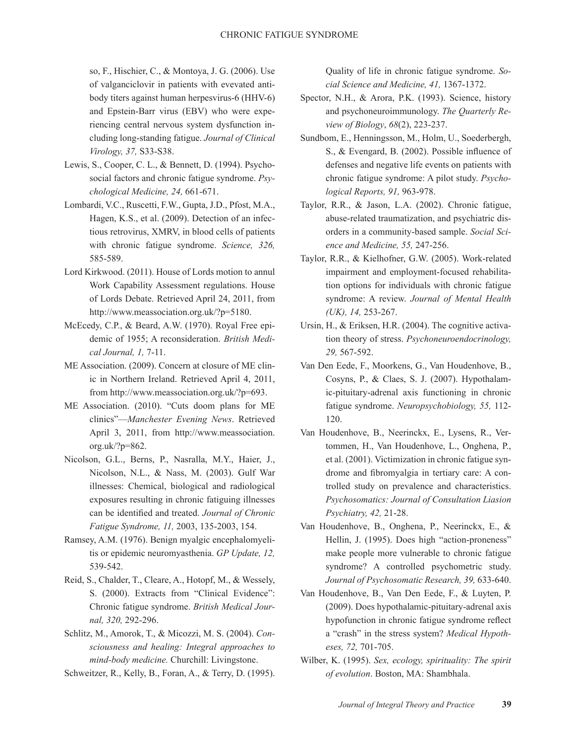so, F., Hischier, C., & Montoya, J. G. (2006). Use of valganciclovir in patients with evevated antibody titers against human herpesvirus-6 (HHV-6) and Epstein-Barr virus (EBV) who were experiencing central nervous system dysfunction including long-standing fatigue. *Journal of Clinical Virology, 37,* S33-S38.

Lewis, S., Cooper, C. L., & Bennett, D. (1994). Psychosocial factors and chronic fatigue syndrome. *Psychological Medicine, 24,* 661-671.

Lombardi, V.C., Ruscetti, F.W., Gupta, J.D., Pfost, M.A., Hagen, K.S., et al. (2009). Detection of an infectious retrovirus, XMRV, in blood cells of patients with chronic fatigue syndrome. *Science, 326,* 585-589.

Lord Kirkwood. (2011). House of Lords motion to annul Work Capability Assessment regulations. House of Lords Debate. Retrieved April 24, 2011, from http://www.meassociation.org.uk/?p=5180.

McEcedy, C.P., & Beard, A.W. (1970). Royal Free epidemic of 1955; A reconsideration. *British Medical Journal, 1,* 7-11.

ME Association. (2009). Concern at closure of ME clinic in Northern Ireland. Retrieved April 4, 2011, from http://www.meassociation.org.uk/?p=693.

ME Association. (2010). "Cuts doom plans for ME clinics"—*Manchester Evening News*. Retrieved April 3, 2011, from http://www.meassociation.org.uk/?p=862.

Nicolson, G.L., Berns, P., Nasralla, M.Y., Haier, J., Nicolson, N.L., & Nass, M. (2003). Gulf War illnesses: Chemical, biological and radiological exposures resulting in chronic fatiguing illnesses can be identified and treated. *Journal of Chronic Fatigue Syndrome, 11,* 2003, 135-2003, 154.

Ramsey, A.M. (1976). Benign myalgic encephalomyelitis or epidemic neuromyasthenia. *GP Update, 12,* 539-542.

Reid, S., Chalder, T., Cleare, A., Hotopf, M., & Wessely, S. (2000). Extracts from "Clinical Evidence": Chronic fatigue syndrome. *British Medical Journal, 320,* 292-296.

Schlitz, M., Amorok, T., & Micozzi, M. S. (2004). *Consciousness and healing: Integral approaches to mind-body medicine.* Churchill: Livingstone.

Schweitzer, R., Kelly, B., Foran, A., & Terry, D. (1995). Quality of life in chronic fatigue syndrome. *Social Science and Medicine, 41,* 1367-1372.

Spector, N.H., & Arora, P.K. (1993). Science, history and psychoneuroimmunology. *The Quarterly Review of Biology*, *68*(2), 223-237.

Sundbom, E., Henningsson, M., Holm, U., Soederbergh, S., & Evengard, B. (2002). Possible influence of defenses and negative life events on patients with chronic fatigue syndrome: A pilot study. *Psychological Reports, 91,* 963-978.

Taylor, R.R., & Jason, L.A. (2002). Chronic fatigue, abuse-related traumatization, and psychiatric disorders in a community-based sample. *Social Science and Medicine, 55,* 247-256.

Taylor, R.R., & Kielhofner, G.W. (2005). Work-related impairment and employment-focused rehabilitation options for individuals with chronic fatigue syndrome: A review. *Journal of Mental Health (UK), 14,* 253-267.

Ursin, H., & Eriksen, H.R. (2004). The cognitive activation theory of stress. *Psychoneuroendocrinology, 29,* 567-592.

Van Den Eede, F., Moorkens, G., Van Houdenhove, B., Cosyns, P., & Claes, S. J. (2007). Hypothalamic-pituitary-adrenal axis functioning in chronic fatigue syndrome. *Neuropsychobiology, 55,* 112-120.

Van Houdenhove, B., Neerinckx, E., Lysens, R., Vertommen, H., Van Houdenhove, L., Onghena, P., et al. (2001). Victimization in chronic fatigue syndrome and fibromyalgia in tertiary care: A controlled study on prevalence and characteristics. *Psychosomatics: Journal of Consultation Liasion Psychiatry, 42,* 21-28.

Van Houdenhove, B., Onghena, P., Neerinckx, E., & Hellin, J. (1995). Does high "action-proneness" make people more vulnerable to chronic fatigue syndrome? A controlled psychometric study. *Journal of Psychosomatic Research, 39,* 633-640.

Van Houdenhove, B., Van Den Eede, F., & Luyten, P. (2009). Does hypothalamic-pituitary-adrenal axis hypofunction in chronic fatigue syndrome reflect a "crash" in the stress system? *Medical Hypotheses, 72,* 701-705.

Wilber, K. (1995). *Sex, ecology, spirituality: The spirit of evolution*. Boston, MA: Shambhala.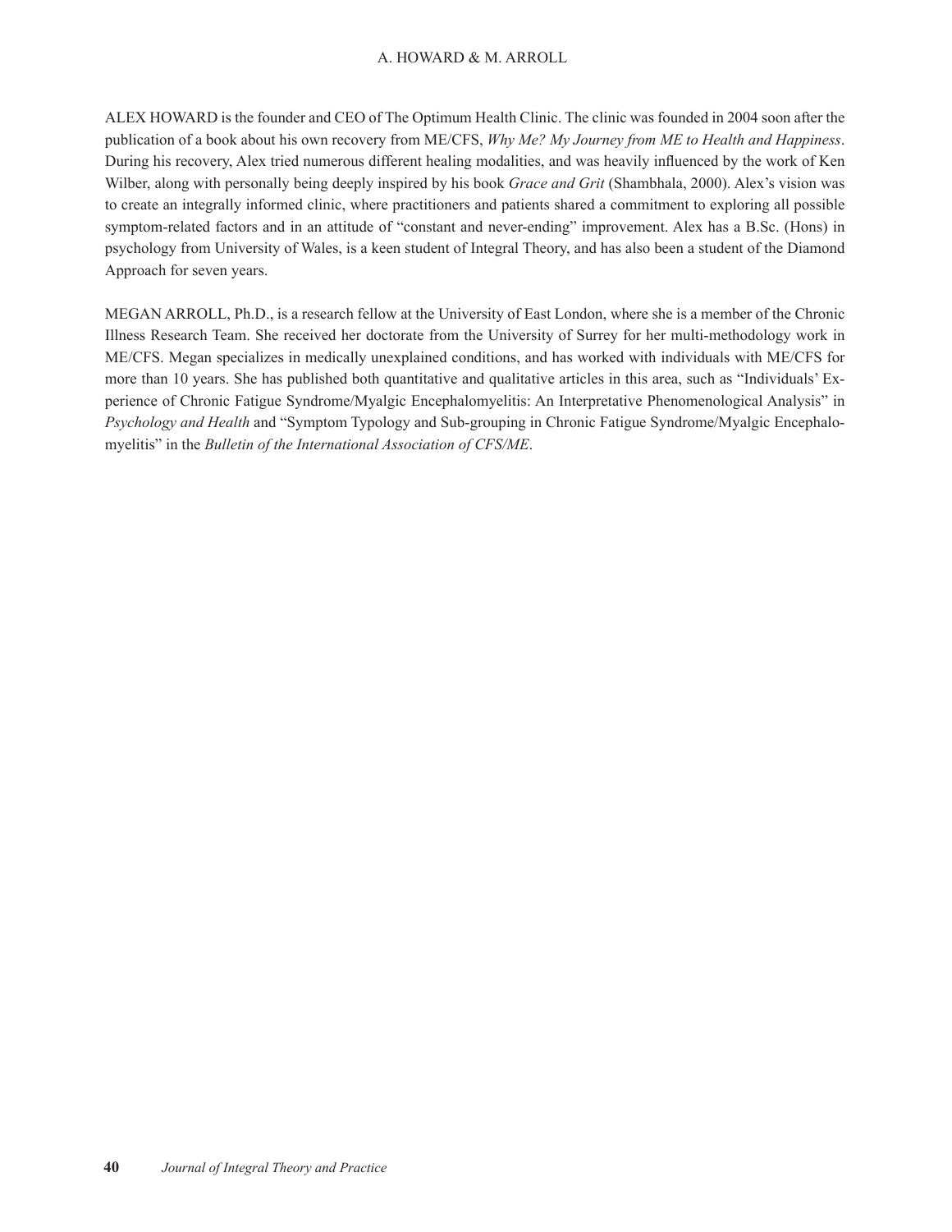ALEX HOWARD is the founder and CEO of The Optimum Health Clinic. The clinic was founded in 2004 soon after the publication of a book about his own recovery from ME/CFS, *Why Me? My Journey from ME to Health and Happiness*. During his recovery, Alex tried numerous different healing modalities, and was heavily influenced by the work of Ken Wilber, along with personally being deeply inspired by his book *Grace and Grit* (Shambhala, 2000). Alex's vision was to create an integrally informed clinic, where practitioners and patients shared a commitment to exploring all possible symptom-related factors and in an attitude of "constant and never-ending" improvement. Alex has a B.Sc. (Hons) in psychology from University of Wales, is a keen student of Integral Theory, and has also been a student of the Diamond Approach for seven years.

MEGAN ARROLL, Ph.D., is a research fellow at the University of East London, where she is a member of the Chronic Illness Research Team. She received her doctorate from the University of Surrey for her multi-methodology work in ME/CFS. Megan specializes in medically unexplained conditions, and has worked with individuals with ME/CFS for more than 10 years. She has published both quantitative and qualitative articles in this area, such as "Individuals' Experience of Chronic Fatigue Syndrome/Myalgic Encephalomyelitis: An Interpretative Phenomenological Analysis" in *Psychology and Health* and "Symptom Typology and Sub-grouping in Chronic Fatigue Syndrome/Myalgic Encephalomyelitis" in the *Bulletin of the International Association of CFS/ME*.